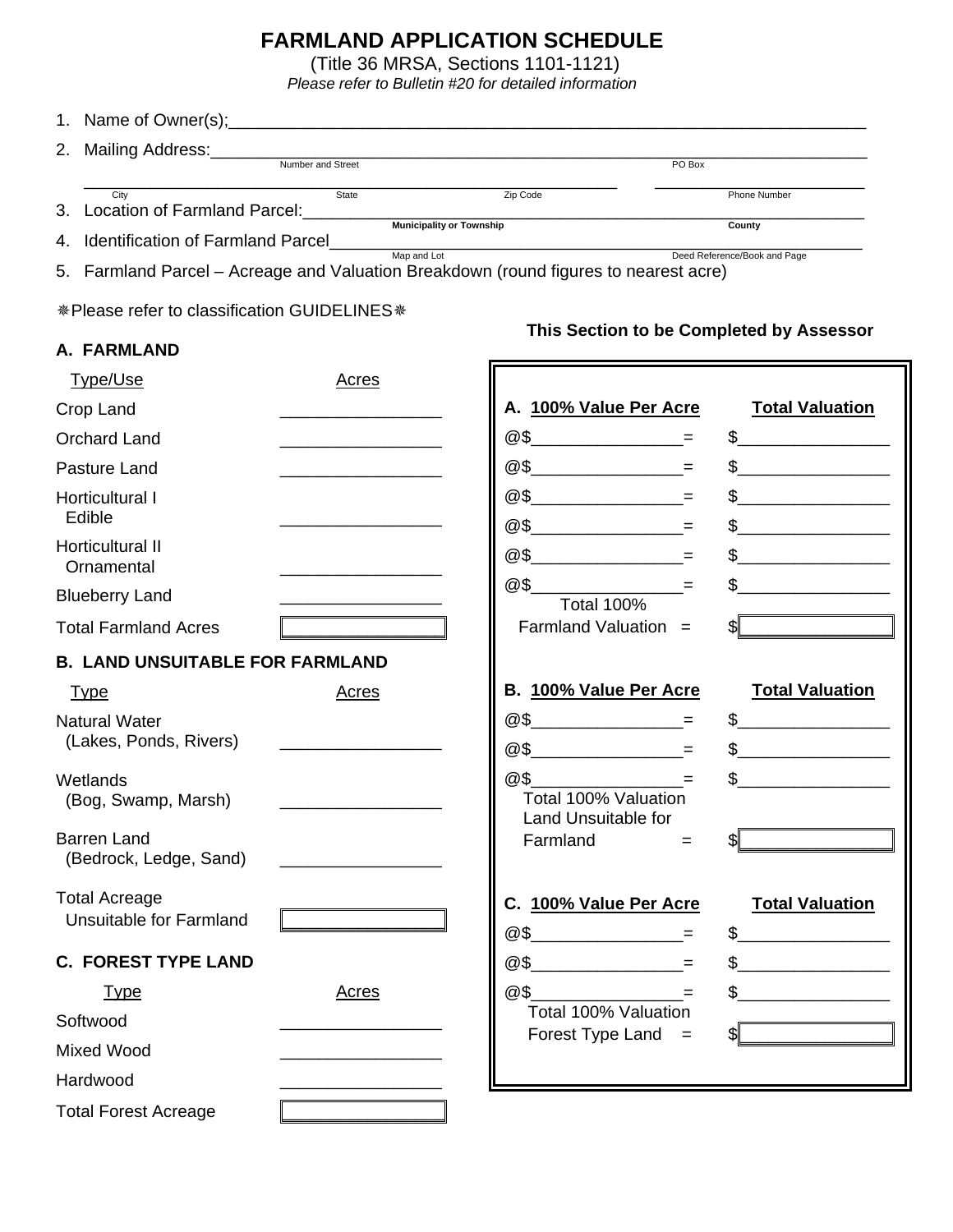# FARMLAND APPLICATION SCHEDULE

(Title 36 MRSA, Sections 1101-1121)

*Please refer to Bulletin #20 for detailed information*

1. Name of Owner(s);\_\_\_\_\_\_\_\_\_\_\_\_\_\_\_\_\_\_\_\_\_\_\_\_\_\_\_\_\_\_\_\_\_\_\_\_\_\_\_\_

2. Mailing Address:\_\_\_\_\_\_\_\_\_\_\_\_\_\_\_\_\_\_\_\_\_\_\_\_\_\_\_\_\_\_\_\_\_\_\_\_\_\_\_\_
   Number and Street — PO Box

   \_\_\_\_\_\_\_\_\_\_\_\_\_\_\_\_\_\_\_\_\_\_\_\_\_\_\_\_\_\_\_\_\_\_\_\_\_\_\_\_
   City — State — Zip Code — Phone Number

3. Location of Farmland Parcel:\_\_\_\_\_\_\_\_\_\_\_\_\_\_\_\_\_\_\_\_\_\_\_\_\_\_\_\_\_\_\_\_
   **Municipality or Township** — **County**

4. Identification of Farmland Parcel\_\_\_\_\_\_\_\_\_\_\_\_\_\_\_\_\_\_\_\_\_\_\_\_\_\_\_\_\_\_\_\_
   Map and Lot — Deed Reference/Book and Page

5. Farmland Parcel – Acreage and Valuation Breakdown (round figures to nearest acre)

❋Please refer to classification GUIDELINES❋

**This Section to be Completed by Assessor**

## A. FARMLAND

| Type/Use | Acres | A. 100% Value Per Acre | Total Valuation |
|---|---|---|---|
| Crop Land | \_\_\_\_\_\_\_\_ | @$\_\_\_\_\_\_\_\_= | $\_\_\_\_\_\_\_\_ |
| Orchard Land | \_\_\_\_\_\_\_\_ | @$\_\_\_\_\_\_\_\_= | $\_\_\_\_\_\_\_\_ |
| Pasture Land | \_\_\_\_\_\_\_\_ | @$\_\_\_\_\_\_\_\_= | $\_\_\_\_\_\_\_\_ |
| Horticultural I Edible | \_\_\_\_\_\_\_\_ | @$\_\_\_\_\_\_\_\_= | $\_\_\_\_\_\_\_\_ |
| Horticultural II Ornamental | \_\_\_\_\_\_\_\_ | @$\_\_\_\_\_\_\_\_= | $\_\_\_\_\_\_\_\_ |
| Blueberry Land | \_\_\_\_\_\_\_\_ | @$\_\_\_\_\_\_\_\_= | $\_\_\_\_\_\_\_\_ |
| Total Farmland Acres | [ ] | Total 100% Farmland Valuation = | $[ ] |

## B. LAND UNSUITABLE FOR FARMLAND

| Type | Acres | B. 100% Value Per Acre | Total Valuation |
|---|---|---|---|
| Natural Water (Lakes, Ponds, Rivers) | \_\_\_\_\_\_\_\_ | @$\_\_\_\_\_\_\_\_= | $\_\_\_\_\_\_\_\_ |
| Wetlands (Bog, Swamp, Marsh) | \_\_\_\_\_\_\_\_ | @$\_\_\_\_\_\_\_\_= | $\_\_\_\_\_\_\_\_ |
| Barren Land (Bedrock, Ledge, Sand) | \_\_\_\_\_\_\_\_ | @$\_\_\_\_\_\_\_\_= | $\_\_\_\_\_\_\_\_ |
| Total Acreage Unsuitable for Farmland | [ ] | Total 100% Valuation Land Unsuitable for Farmland = | $[ ] |

## C. FOREST TYPE LAND

| Type | Acres | C. 100% Value Per Acre | Total Valuation |
|---|---|---|---|
| Softwood | \_\_\_\_\_\_\_\_ | @$\_\_\_\_\_\_\_\_= | $\_\_\_\_\_\_\_\_ |
| Mixed Wood | \_\_\_\_\_\_\_\_ | @$\_\_\_\_\_\_\_\_= | $\_\_\_\_\_\_\_\_ |
| Hardwood | \_\_\_\_\_\_\_\_ | @$\_\_\_\_\_\_\_\_= | $\_\_\_\_\_\_\_\_ |
| Total Forest Acreage | [ ] | Total 100% Valuation Forest Type Land = | $[ ] |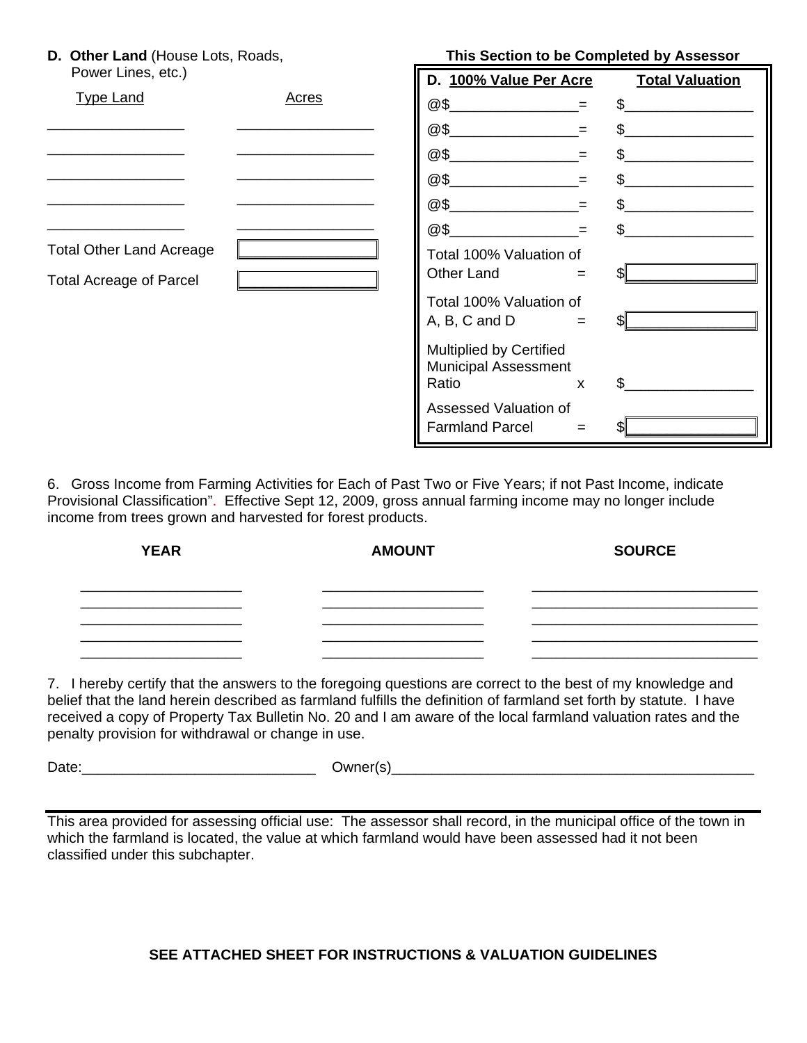**D. Other Land** (House Lots, Roads, Power Lines, etc.)

| Type Land | Acres |
|---|---|
| \_\_\_\_\_\_\_\_\_\_\_\_\_\_\_\_ | \_\_\_\_\_\_\_\_\_\_\_\_\_\_\_\_ |
| \_\_\_\_\_\_\_\_\_\_\_\_\_\_\_\_ | \_\_\_\_\_\_\_\_\_\_\_\_\_\_\_\_ |
| \_\_\_\_\_\_\_\_\_\_\_\_\_\_\_\_ | \_\_\_\_\_\_\_\_\_\_\_\_\_\_\_\_ |
| \_\_\_\_\_\_\_\_\_\_\_\_\_\_\_\_ | \_\_\_\_\_\_\_\_\_\_\_\_\_\_\_\_ |
| \_\_\_\_\_\_\_\_\_\_\_\_\_\_\_\_ | \_\_\_\_\_\_\_\_\_\_\_\_\_\_\_\_ |
| Total Other Land Acreage | |
| Total Acreage of Parcel | |

**This Section to be Completed by Assessor**

| **D. 100% Value Per Acre** | | **Total Valuation** |
|---|---|---|
| @$\_\_\_\_\_\_\_\_\_\_\_\_\_\_\_\_ | = | $\_\_\_\_\_\_\_\_\_\_\_\_\_\_\_\_ |
| @$\_\_\_\_\_\_\_\_\_\_\_\_\_\_\_\_ | = | $\_\_\_\_\_\_\_\_\_\_\_\_\_\_\_\_ |
| @$\_\_\_\_\_\_\_\_\_\_\_\_\_\_\_\_ | = | $\_\_\_\_\_\_\_\_\_\_\_\_\_\_\_\_ |
| @$\_\_\_\_\_\_\_\_\_\_\_\_\_\_\_\_ | = | $\_\_\_\_\_\_\_\_\_\_\_\_\_\_\_\_ |
| @$\_\_\_\_\_\_\_\_\_\_\_\_\_\_\_\_ | = | $\_\_\_\_\_\_\_\_\_\_\_\_\_\_\_\_ |
| @$\_\_\_\_\_\_\_\_\_\_\_\_\_\_\_\_ | = | $\_\_\_\_\_\_\_\_\_\_\_\_\_\_\_\_ |
| Total 100% Valuation of Other Land | = | $ |
| Total 100% Valuation of A, B, C and D | = | $ |
| Multiplied by Certified Municipal Assessment Ratio | x | $\_\_\_\_\_\_\_\_\_\_\_\_\_\_\_\_ |
| Assessed Valuation of Farmland Parcel | = | $ |

6. Gross Income from Farming Activities for Each of Past Two or Five Years; if not Past Income, indicate Provisional Classification". Effective Sept 12, 2009, gross annual farming income may no longer include income from trees grown and harvested for forest products.

| **YEAR** | **AMOUNT** | **SOURCE** |
|---|---|---|
| \_\_\_\_\_\_\_\_\_\_\_\_\_\_\_\_\_\_\_\_ | \_\_\_\_\_\_\_\_\_\_\_\_\_\_\_\_\_\_\_\_ | \_\_\_\_\_\_\_\_\_\_\_\_\_\_\_\_\_\_\_\_\_\_\_\_\_\_\_\_ |
| \_\_\_\_\_\_\_\_\_\_\_\_\_\_\_\_\_\_\_\_ | \_\_\_\_\_\_\_\_\_\_\_\_\_\_\_\_\_\_\_\_ | \_\_\_\_\_\_\_\_\_\_\_\_\_\_\_\_\_\_\_\_\_\_\_\_\_\_\_\_ |
| \_\_\_\_\_\_\_\_\_\_\_\_\_\_\_\_\_\_\_\_ | \_\_\_\_\_\_\_\_\_\_\_\_\_\_\_\_\_\_\_\_ | \_\_\_\_\_\_\_\_\_\_\_\_\_\_\_\_\_\_\_\_\_\_\_\_\_\_\_\_ |
| \_\_\_\_\_\_\_\_\_\_\_\_\_\_\_\_\_\_\_\_ | \_\_\_\_\_\_\_\_\_\_\_\_\_\_\_\_\_\_\_\_ | \_\_\_\_\_\_\_\_\_\_\_\_\_\_\_\_\_\_\_\_\_\_\_\_\_\_\_\_ |

7. I hereby certify that the answers to the foregoing questions are correct to the best of my knowledge and belief that the land herein described as farmland fulfills the definition of farmland set forth by statute. I have received a copy of Property Tax Bulletin No. 20 and I am aware of the local farmland valuation rates and the penalty provision for withdrawal or change in use.

Date:\_\_\_\_\_\_\_\_\_\_\_\_\_\_\_\_\_\_\_\_\_\_\_\_\_\_\_\_\_ Owner(s)\_\_\_\_\_\_\_\_\_\_\_\_\_\_\_\_\_\_\_\_\_\_\_\_\_\_\_\_\_\_\_\_\_\_\_\_\_\_\_\_\_\_\_\_\_\_

---

This area provided for assessing official use: The assessor shall record, in the municipal office of the town in which the farmland is located, the value at which farmland would have been assessed had it not been classified under this subchapter.

**SEE ATTACHED SHEET FOR INSTRUCTIONS & VALUATION GUIDELINES**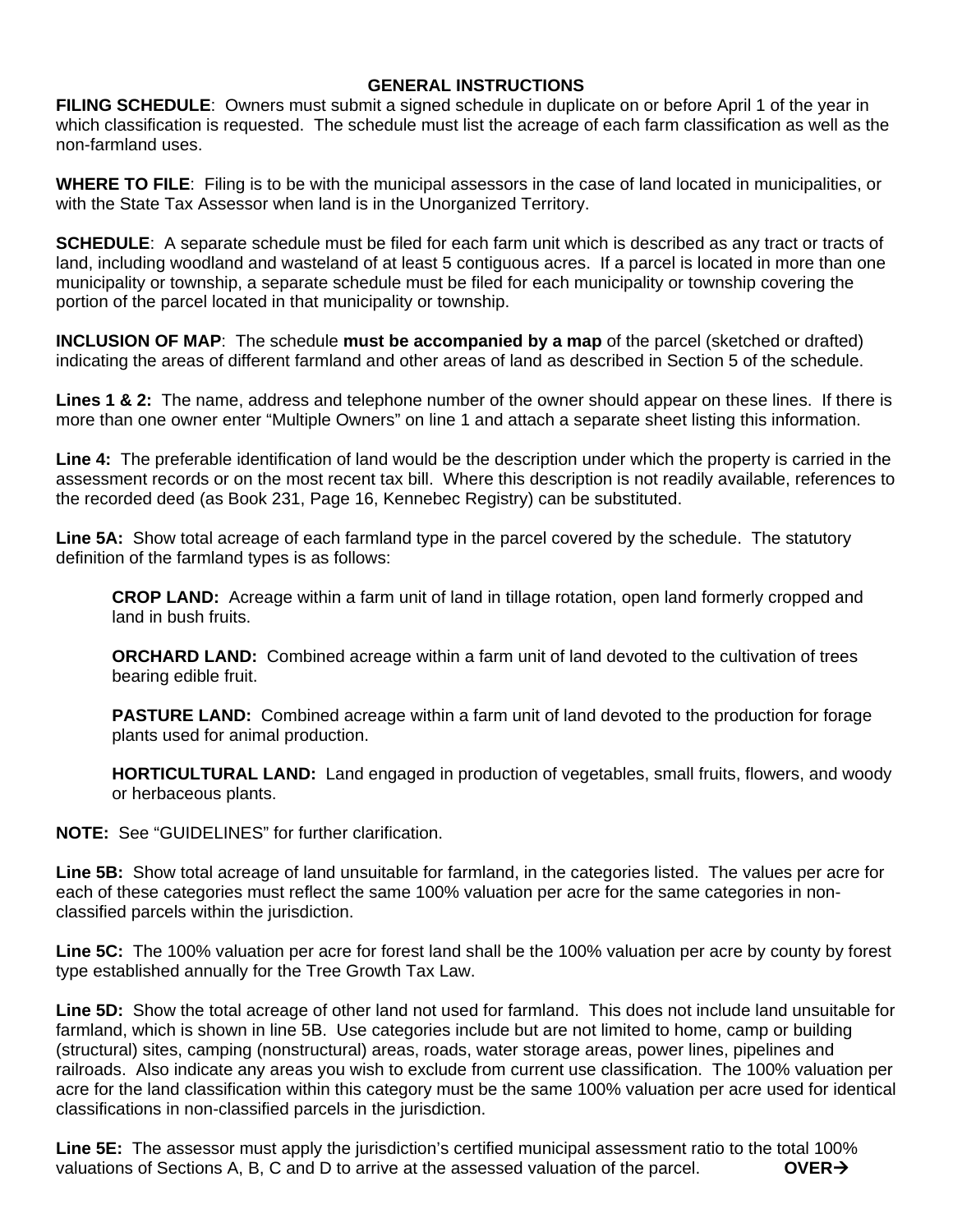# GENERAL INSTRUCTIONS

**FILING SCHEDULE**: Owners must submit a signed schedule in duplicate on or before April 1 of the year in which classification is requested. The schedule must list the acreage of each farm classification as well as the non-farmland uses.

**WHERE TO FILE**: Filing is to be with the municipal assessors in the case of land located in municipalities, or with the State Tax Assessor when land is in the Unorganized Territory.

**SCHEDULE**: A separate schedule must be filed for each farm unit which is described as any tract or tracts of land, including woodland and wasteland of at least 5 contiguous acres. If a parcel is located in more than one municipality or township, a separate schedule must be filed for each municipality or township covering the portion of the parcel located in that municipality or township.

**INCLUSION OF MAP**: The schedule **must be accompanied by a map** of the parcel (sketched or drafted) indicating the areas of different farmland and other areas of land as described in Section 5 of the schedule.

**Lines 1 & 2:** The name, address and telephone number of the owner should appear on these lines. If there is more than one owner enter "Multiple Owners" on line 1 and attach a separate sheet listing this information.

**Line 4:** The preferable identification of land would be the description under which the property is carried in the assessment records or on the most recent tax bill. Where this description is not readily available, references to the recorded deed (as Book 231, Page 16, Kennebec Registry) can be substituted.

**Line 5A:** Show total acreage of each farmland type in the parcel covered by the schedule. The statutory definition of the farmland types is as follows:

> **CROP LAND:** Acreage within a farm unit of land in tillage rotation, open land formerly cropped and land in bush fruits.
>
> **ORCHARD LAND:** Combined acreage within a farm unit of land devoted to the cultivation of trees bearing edible fruit.
>
> **PASTURE LAND:** Combined acreage within a farm unit of land devoted to the production for forage plants used for animal production.
>
> **HORTICULTURAL LAND:** Land engaged in production of vegetables, small fruits, flowers, and woody or herbaceous plants.

**NOTE:** See "GUIDELINES" for further clarification.

**Line 5B:** Show total acreage of land unsuitable for farmland, in the categories listed. The values per acre for each of these categories must reflect the same 100% valuation per acre for the same categories in non-classified parcels within the jurisdiction.

**Line 5C:** The 100% valuation per acre for forest land shall be the 100% valuation per acre by county by forest type established annually for the Tree Growth Tax Law.

**Line 5D:** Show the total acreage of other land not used for farmland. This does not include land unsuitable for farmland, which is shown in line 5B. Use categories include but are not limited to home, camp or building (structural) sites, camping (nonstructural) areas, roads, water storage areas, power lines, pipelines and railroads. Also indicate any areas you wish to exclude from current use classification. The 100% valuation per acre for the land classification within this category must be the same 100% valuation per acre used for identical classifications in non-classified parcels in the jurisdiction.

**Line 5E:** The assessor must apply the jurisdiction's certified municipal assessment ratio to the total 100% valuations of Sections A, B, C and D to arrive at the assessed valuation of the parcel. **OVER→**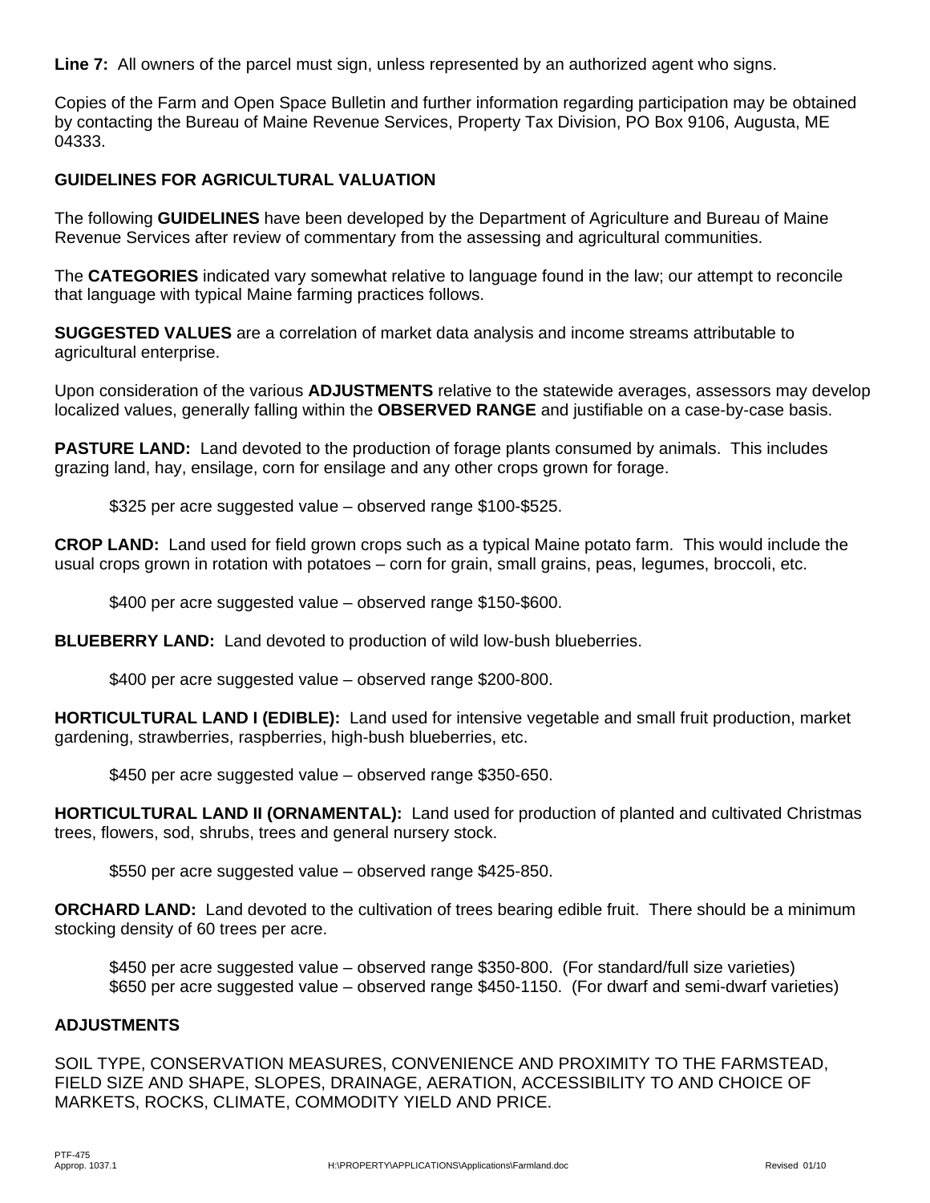**Line 7:** All owners of the parcel must sign, unless represented by an authorized agent who signs.

Copies of the Farm and Open Space Bulletin and further information regarding participation may be obtained by contacting the Bureau of Maine Revenue Services, Property Tax Division, PO Box 9106, Augusta, ME 04333.

## GUIDELINES FOR AGRICULTURAL VALUATION

The following **GUIDELINES** have been developed by the Department of Agriculture and Bureau of Maine Revenue Services after review of commentary from the assessing and agricultural communities.

The **CATEGORIES** indicated vary somewhat relative to language found in the law; our attempt to reconcile that language with typical Maine farming practices follows.

**SUGGESTED VALUES** are a correlation of market data analysis and income streams attributable to agricultural enterprise.

Upon consideration of the various **ADJUSTMENTS** relative to the statewide averages, assessors may develop localized values, generally falling within the **OBSERVED RANGE** and justifiable on a case-by-case basis.

**PASTURE LAND:** Land devoted to the production of forage plants consumed by animals. This includes grazing land, hay, ensilage, corn for ensilage and any other crops grown for forage.

$325 per acre suggested value – observed range $100-$525.

**CROP LAND:** Land used for field grown crops such as a typical Maine potato farm. This would include the usual crops grown in rotation with potatoes – corn for grain, small grains, peas, legumes, broccoli, etc.

$400 per acre suggested value – observed range $150-$600.

**BLUEBERRY LAND:** Land devoted to production of wild low-bush blueberries.

$400 per acre suggested value – observed range $200-800.

**HORTICULTURAL LAND I (EDIBLE):** Land used for intensive vegetable and small fruit production, market gardening, strawberries, raspberries, high-bush blueberries, etc.

$450 per acre suggested value – observed range $350-650.

**HORTICULTURAL LAND II (ORNAMENTAL):** Land used for production of planted and cultivated Christmas trees, flowers, sod, shrubs, trees and general nursery stock.

$550 per acre suggested value – observed range $425-850.

**ORCHARD LAND:** Land devoted to the cultivation of trees bearing edible fruit. There should be a minimum stocking density of 60 trees per acre.

$450 per acre suggested value – observed range $350-800. (For standard/full size varieties)
$650 per acre suggested value – observed range $450-1150. (For dwarf and semi-dwarf varieties)

## ADJUSTMENTS

SOIL TYPE, CONSERVATION MEASURES, CONVENIENCE AND PROXIMITY TO THE FARMSTEAD, FIELD SIZE AND SHAPE, SLOPES, DRAINAGE, AERATION, ACCESSIBILITY TO AND CHOICE OF MARKETS, ROCKS, CLIMATE, COMMODITY YIELD AND PRICE.